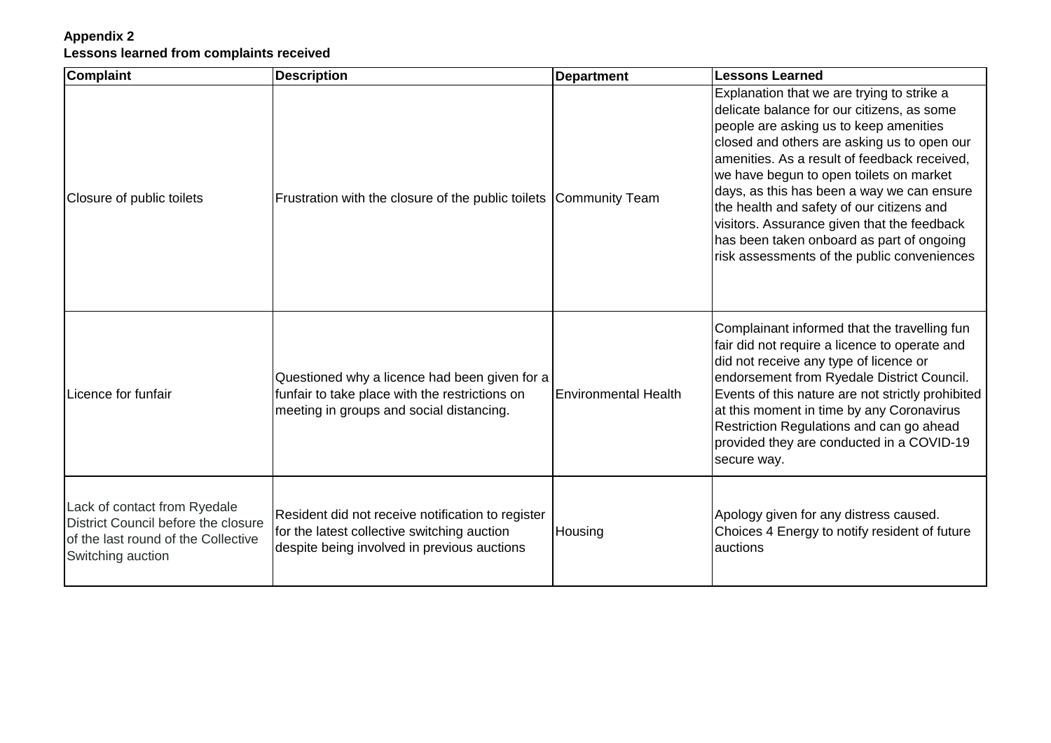**Appendix 2**
**Lessons learned from complaints received**

| Complaint | Description | Department | Lessons Learned |
|---|---|---|---|
| Closure of public toilets | Frustration with the closure of the public toilets | Community Team | Explanation that we are trying to strike a delicate balance for our citizens, as some people are asking us to keep amenities closed and others are asking us to open our amenities. As a result of feedback received, we have begun to open toilets on market days, as this has been a way we can ensure the health and safety of our citizens and visitors. Assurance given that the feedback has been taken onboard as part of ongoing risk assessments of the public conveniences |
| Licence for funfair | Questioned why a licence had been given for a funfair to take place with the restrictions on meeting in groups and social distancing. | Environmental Health | Complainant informed that the travelling fun fair did not require a licence to operate and did not receive any type of licence or endorsement from Ryedale District Council. Events of this nature are not strictly prohibited at this moment in time by any Coronavirus Restriction Regulations and can go ahead provided they are conducted in a COVID-19 secure way. |
| Lack of contact from Ryedale District Council before the closure of the last round of the Collective Switching auction | Resident did not receive notification to register for the latest collective switching auction despite being involved in previous auctions | Housing | Apology given for any distress caused. Choices 4 Energy to notify resident of future auctions |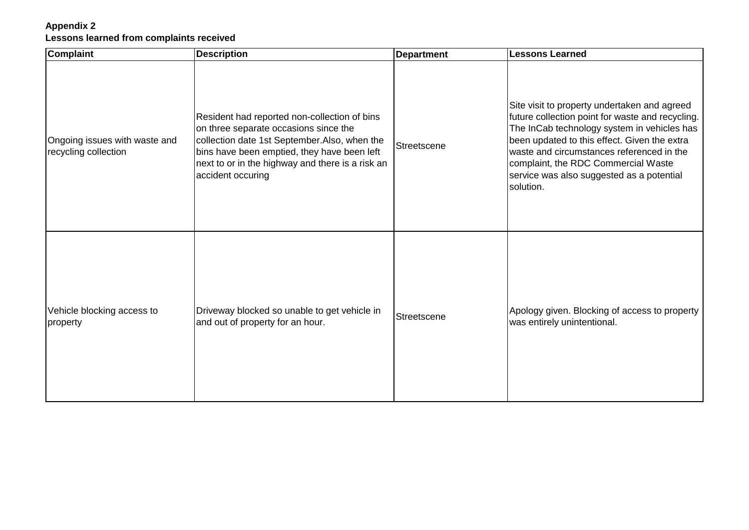**Appendix 2**
**Lessons learned from complaints received**

| Complaint | Description | Department | Lessons Learned |
|---|---|---|---|
| Ongoing issues with waste and recycling collection | Resident had reported non-collection of bins on three separate occasions since the collection date 1st September.Also, when the bins have been emptied, they have been left next to or in the highway and there is a risk an accident occuring | Streetscene | Site visit to property undertaken and agreed future collection point for waste and recycling. The InCab technology system in vehicles has been updated to this effect. Given the extra waste and circumstances referenced in the complaint, the RDC Commercial Waste service was also suggested as a potential solution. |
| Vehicle blocking access to property | Driveway blocked so unable to get vehicle in and out of property for an hour. | Streetscene | Apology given. Blocking of access to property was entirely unintentional. |